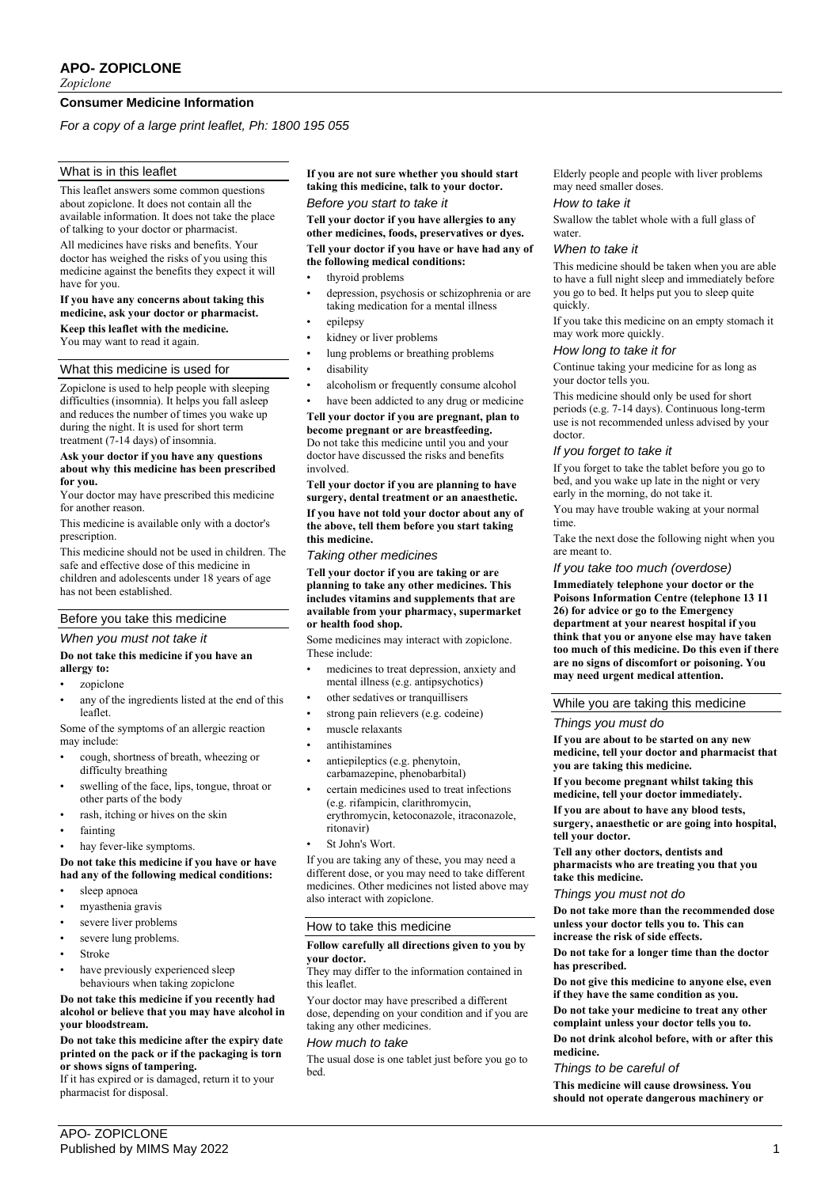# APO- ZOPICLONE

*Zopiclone*

## Consumer Medicine Information

*For a copy of a large print leaflet, Ph: 1800 195 055*

## What is in this leaflet

This leaflet answers some common questions about zopiclone. It does not contain all the available information. It does not take the place of talking to your doctor or pharmacist.

All medicines have risks and benefits. Your doctor has weighed the risks of you using this medicine against the benefits they expect it will have for you.

**If you have any concerns about taking this medicine, ask your doctor or pharmacist.**

**Keep this leaflet with the medicine.**
You may want to read it again.

## What this medicine is used for

Zopiclone is used to help people with sleeping difficulties (insomnia). It helps you fall asleep and reduces the number of times you wake up during the night. It is used for short term treatment (7-14 days) of insomnia.

**Ask your doctor if you have any questions about why this medicine has been prescribed for you.**

Your doctor may have prescribed this medicine for another reason.

This medicine is available only with a doctor's prescription.

This medicine should not be used in children. The safe and effective dose of this medicine in children and adolescents under 18 years of age has not been established.

## Before you take this medicine

### *When you must not take it*

**Do not take this medicine if you have an allergy to:**

- zopiclone
- any of the ingredients listed at the end of this leaflet.

Some of the symptoms of an allergic reaction may include:

- cough, shortness of breath, wheezing or difficulty breathing
- swelling of the face, lips, tongue, throat or other parts of the body
- rash, itching or hives on the skin
- fainting
- hay fever-like symptoms.

**Do not take this medicine if you have or have had any of the following medical conditions:**

- sleep apnoea
- myasthenia gravis
- severe liver problems
- severe lung problems.
- Stroke
- have previously experienced sleep behaviours when taking zopiclone

**Do not take this medicine if you recently had alcohol or believe that you may have alcohol in your bloodstream.**

**Do not take this medicine after the expiry date printed on the pack or if the packaging is torn or shows signs of tampering.**
If it has expired or is damaged, return it to your pharmacist for disposal.

**If you are not sure whether you should start taking this medicine, talk to your doctor.**

### *Before you start to take it*

**Tell your doctor if you have allergies to any other medicines, foods, preservatives or dyes.**

**Tell your doctor if you have or have had any of the following medical conditions:**

- thyroid problems
- depression, psychosis or schizophrenia or are taking medication for a mental illness
- epilepsy
- kidney or liver problems
- lung problems or breathing problems
- disability
- alcoholism or frequently consume alcohol
- have been addicted to any drug or medicine

**Tell your doctor if you are pregnant, plan to become pregnant or are breastfeeding.**
Do not take this medicine until you and your doctor have discussed the risks and benefits involved.

**Tell your doctor if you are planning to have surgery, dental treatment or an anaesthetic.**

**If you have not told your doctor about any of the above, tell them before you start taking this medicine.**

### *Taking other medicines*

**Tell your doctor if you are taking or are planning to take any other medicines. This includes vitamins and supplements that are available from your pharmacy, supermarket or health food shop.**

Some medicines may interact with zopiclone. These include:

- medicines to treat depression, anxiety and mental illness (e.g. antipsychotics)
- other sedatives or tranquillisers
- strong pain relievers (e.g. codeine)
- muscle relaxants
- antihistamines
- antiepileptics (e.g. phenytoin, carbamazepine, phenobarbital)
- certain medicines used to treat infections (e.g. rifampicin, clarithromycin, erythromycin, ketoconazole, itraconazole, ritonavir)
- St John's Wort.

If you are taking any of these, you may need a different dose, or you may need to take different medicines. Other medicines not listed above may also interact with zopiclone.

## How to take this medicine

**Follow carefully all directions given to you by your doctor.**
They may differ to the information contained in this leaflet.

Your doctor may have prescribed a different dose, depending on your condition and if you are taking any other medicines.

### *How much to take*

The usual dose is one tablet just before you go to bed.

Elderly people and people with liver problems may need smaller doses.

### *How to take it*

Swallow the tablet whole with a full glass of water.

### *When to take it*

This medicine should be taken when you are able to have a full night sleep and immediately before you go to bed. It helps put you to sleep quite quickly.

If you take this medicine on an empty stomach it may work more quickly.

### *How long to take it for*

Continue taking your medicine for as long as your doctor tells you.

This medicine should only be used for short periods (e.g. 7-14 days). Continuous long-term use is not recommended unless advised by your doctor.

### *If you forget to take it*

If you forget to take the tablet before you go to bed, and you wake up late in the night or very early in the morning, do not take it.

You may have trouble waking at your normal time.

Take the next dose the following night when you are meant to.

### *If you take too much (overdose)*

**Immediately telephone your doctor or the Poisons Information Centre (telephone 13 11 26) for advice or go to the Emergency department at your nearest hospital if you think that you or anyone else may have taken too much of this medicine. Do this even if there are no signs of discomfort or poisoning. You may need urgent medical attention.**

## While you are taking this medicine

### *Things you must do*

**If you are about to be started on any new medicine, tell your doctor and pharmacist that you are taking this medicine.**

**If you become pregnant whilst taking this medicine, tell your doctor immediately.**

**If you are about to have any blood tests, surgery, anaesthetic or are going into hospital, tell your doctor.**

**Tell any other doctors, dentists and pharmacists who are treating you that you take this medicine.**

### *Things you must not do*

**Do not take more than the recommended dose unless your doctor tells you to. This can increase the risk of side effects.**

**Do not take for a longer time than the doctor has prescribed.**

**Do not give this medicine to anyone else, even if they have the same condition as you.**

**Do not take your medicine to treat any other complaint unless your doctor tells you to.**

**Do not drink alcohol before, with or after this medicine.**

### *Things to be careful of*

**This medicine will cause drowsiness. You should not operate dangerous machinery or**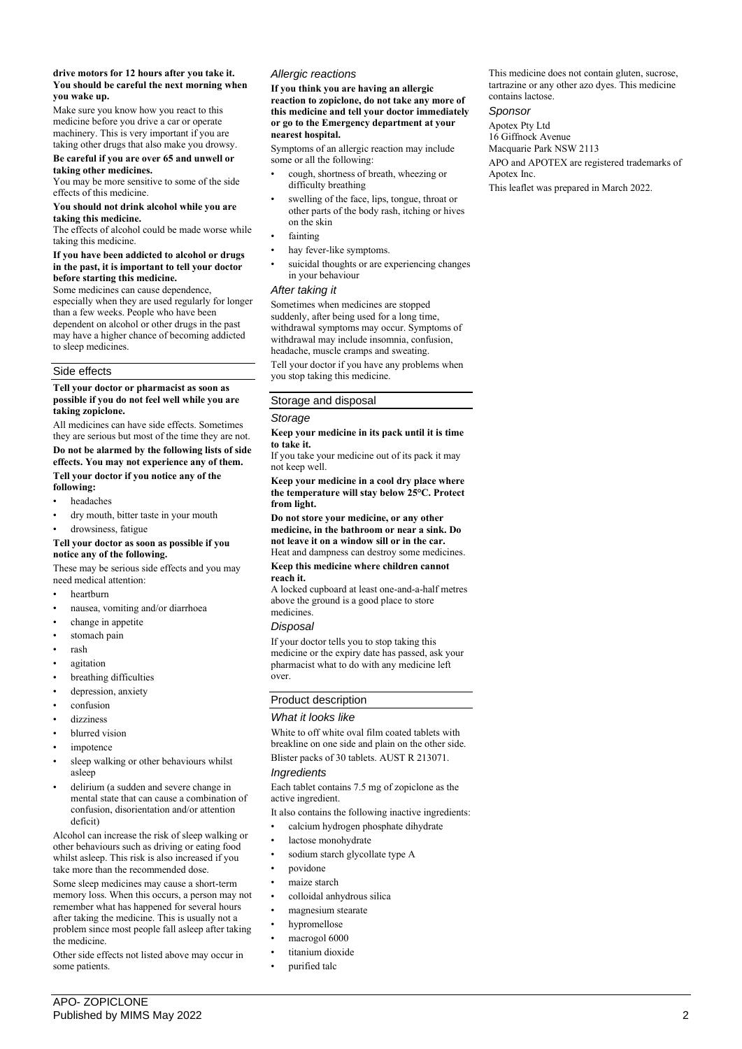**drive motors for 12 hours after you take it. You should be careful the next morning when you wake up.**

Make sure you know how you react to this medicine before you drive a car or operate machinery. This is very important if you are taking other drugs that also make you drowsy.

**Be careful if you are over 65 and unwell or taking other medicines.**

You may be more sensitive to some of the side effects of this medicine.

**You should not drink alcohol while you are taking this medicine.**

The effects of alcohol could be made worse while taking this medicine.

**If you have been addicted to alcohol or drugs in the past, it is important to tell your doctor before starting this medicine.**

Some medicines can cause dependence, especially when they are used regularly for longer than a few weeks. People who have been dependent on alcohol or other drugs in the past may have a higher chance of becoming addicted to sleep medicines.

## Side effects

**Tell your doctor or pharmacist as soon as possible if you do not feel well while you are taking zopiclone.**

All medicines can have side effects. Sometimes they are serious but most of the time they are not.

**Do not be alarmed by the following lists of side effects. You may not experience any of them.**

**Tell your doctor if you notice any of the following:**

- headaches
- dry mouth, bitter taste in your mouth
- drowsiness, fatigue

**Tell your doctor as soon as possible if you notice any of the following.**

These may be serious side effects and you may need medical attention:

- heartburn
- nausea, vomiting and/or diarrhoea
- change in appetite
- stomach pain
- rash
- agitation
- breathing difficulties
- depression, anxiety
- confusion
- dizziness
- blurred vision
- impotence
- sleep walking or other behaviours whilst asleep
- delirium (a sudden and severe change in mental state that can cause a combination of confusion, disorientation and/or attention deficit)

Alcohol can increase the risk of sleep walking or other behaviours such as driving or eating food whilst asleep. This risk is also increased if you take more than the recommended dose.

Some sleep medicines may cause a short-term memory loss. When this occurs, a person may not remember what has happened for several hours after taking the medicine. This is usually not a problem since most people fall asleep after taking the medicine.

Other side effects not listed above may occur in some patients.

### *Allergic reactions*

**If you think you are having an allergic reaction to zopiclone, do not take any more of this medicine and tell your doctor immediately or go to the Emergency department at your nearest hospital.**

Symptoms of an allergic reaction may include some or all the following:

- cough, shortness of breath, wheezing or difficulty breathing
- swelling of the face, lips, tongue, throat or other parts of the body rash, itching or hives on the skin
- fainting
- hay fever-like symptoms.
- suicidal thoughts or are experiencing changes in your behaviour

### *After taking it*

Sometimes when medicines are stopped suddenly, after being used for a long time, withdrawal symptoms may occur. Symptoms of withdrawal may include insomnia, confusion, headache, muscle cramps and sweating.

Tell your doctor if you have any problems when you stop taking this medicine.

## Storage and disposal

### *Storage*

**Keep your medicine in its pack until it is time to take it.**

If you take your medicine out of its pack it may not keep well.

**Keep your medicine in a cool dry place where the temperature will stay below 25°C. Protect from light.**

**Do not store your medicine, or any other medicine, in the bathroom or near a sink. Do not leave it on a window sill or in the car.**

Heat and dampness can destroy some medicines.

**Keep this medicine where children cannot reach it.**

A locked cupboard at least one-and-a-half metres above the ground is a good place to store medicines.

### *Disposal*

If your doctor tells you to stop taking this medicine or the expiry date has passed, ask your pharmacist what to do with any medicine left over.

## Product description

### *What it looks like*

White to off white oval film coated tablets with breakline on one side and plain on the other side.

Blister packs of 30 tablets. AUST R 213071.

### *Ingredients*

Each tablet contains 7.5 mg of zopiclone as the active ingredient.

It also contains the following inactive ingredients:

- calcium hydrogen phosphate dihydrate
- lactose monohydrate
- sodium starch glycollate type A
- povidone
- maize starch
- colloidal anhydrous silica
- magnesium stearate
- hypromellose
- macrogol 6000
- titanium dioxide
- purified talc

This medicine does not contain gluten, sucrose, tartrazine or any other azo dyes. This medicine contains lactose.

### *Sponsor*

Apotex Pty Ltd
16 Giffnock Avenue
Macquarie Park NSW 2113

APO and APOTEX are registered trademarks of Apotex Inc.

This leaflet was prepared in March 2022.